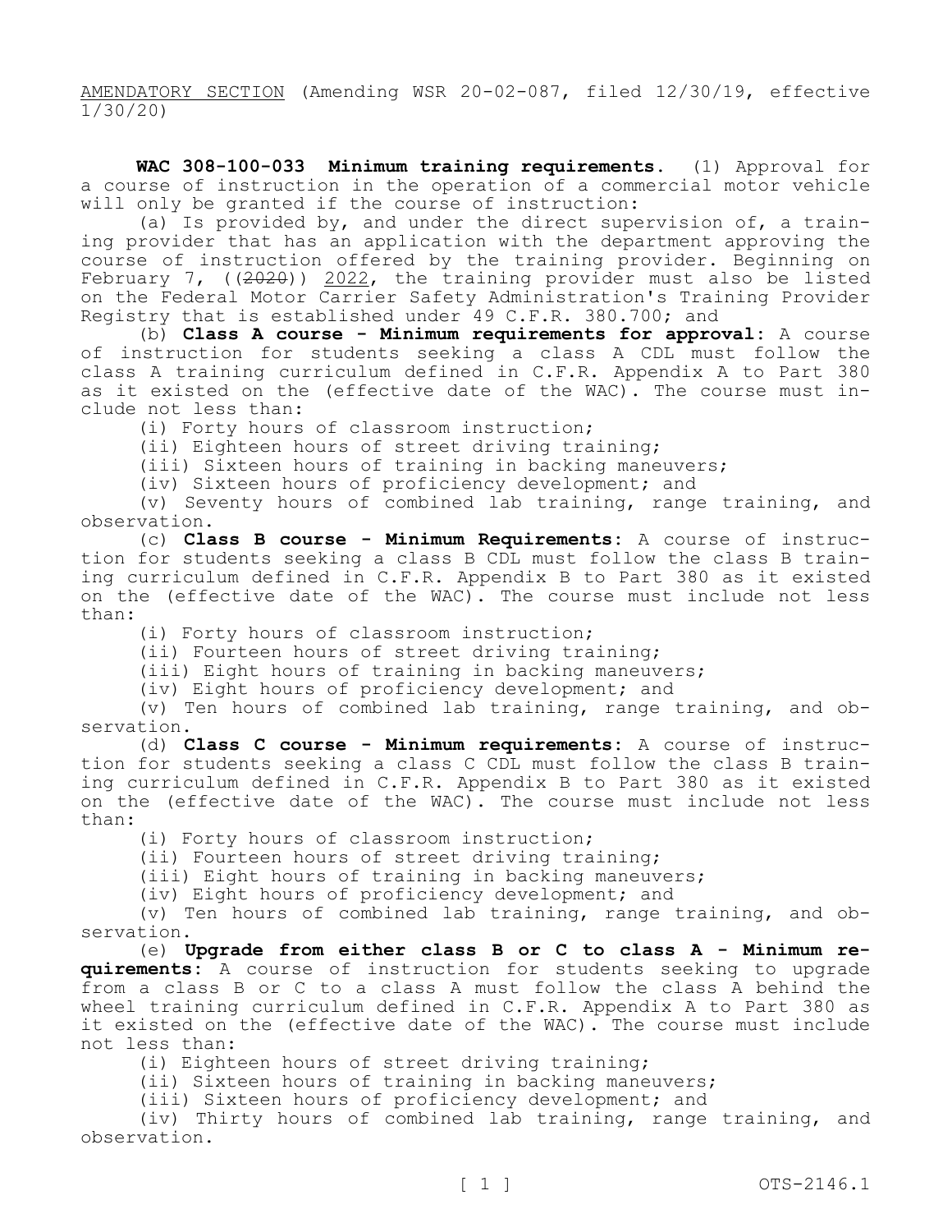AMENDATORY SECTION (Amending WSR 20-02-087, filed 12/30/19, effective 1/30/20)

**WAC 308-100-033 Minimum training requirements.** (1) Approval for a course of instruction in the operation of a commercial motor vehicle will only be granted if the course of instruction:

(a) Is provided by, and under the direct supervision of, a training provider that has an application with the department approving the course of instruction offered by the training provider. Beginning on February 7, ((~~2020~~)) 2022, the training provider must also be listed on the Federal Motor Carrier Safety Administration's Training Provider Registry that is established under 49 C.F.R. 380.700; and

(b) **Class A course - Minimum requirements for approval:** A course of instruction for students seeking a class A CDL must follow the class A training curriculum defined in C.F.R. Appendix A to Part 380 as it existed on the (effective date of the WAC). The course must include not less than:

(i) Forty hours of classroom instruction;

(ii) Eighteen hours of street driving training;

(iii) Sixteen hours of training in backing maneuvers;

(iv) Sixteen hours of proficiency development; and

(v) Seventy hours of combined lab training, range training, and observation.

(c) **Class B course - Minimum Requirements:** A course of instruction for students seeking a class B CDL must follow the class B training curriculum defined in C.F.R. Appendix B to Part 380 as it existed on the (effective date of the WAC). The course must include not less than:

(i) Forty hours of classroom instruction;

(ii) Fourteen hours of street driving training;

(iii) Eight hours of training in backing maneuvers;

(iv) Eight hours of proficiency development; and

(v) Ten hours of combined lab training, range training, and observation.

(d) **Class C course - Minimum requirements:** A course of instruction for students seeking a class C CDL must follow the class B training curriculum defined in C.F.R. Appendix B to Part 380 as it existed on the (effective date of the WAC). The course must include not less than:

(i) Forty hours of classroom instruction;

(ii) Fourteen hours of street driving training;

(iii) Eight hours of training in backing maneuvers;

(iv) Eight hours of proficiency development; and

(v) Ten hours of combined lab training, range training, and observation.

(e) **Upgrade from either class B or C to class A - Minimum requirements:** A course of instruction for students seeking to upgrade from a class B or C to a class A must follow the class A behind the wheel training curriculum defined in C.F.R. Appendix A to Part 380 as it existed on the (effective date of the WAC). The course must include not less than:

(i) Eighteen hours of street driving training;

(ii) Sixteen hours of training in backing maneuvers;

(iii) Sixteen hours of proficiency development; and

(iv) Thirty hours of combined lab training, range training, and observation.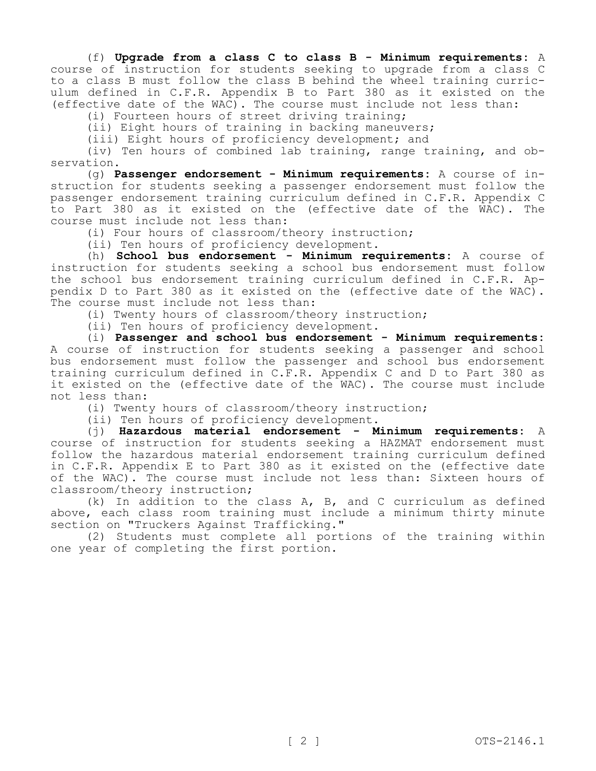(f) **Upgrade from a class C to class B - Minimum requirements:** A course of instruction for students seeking to upgrade from a class C to a class B must follow the class B behind the wheel training curriculum defined in C.F.R. Appendix B to Part 380 as it existed on the (effective date of the WAC). The course must include not less than:

(i) Fourteen hours of street driving training;

(ii) Eight hours of training in backing maneuvers;

(iii) Eight hours of proficiency development; and

(iv) Ten hours of combined lab training, range training, and observation.

(g) **Passenger endorsement - Minimum requirements:** A course of instruction for students seeking a passenger endorsement must follow the passenger endorsement training curriculum defined in C.F.R. Appendix C to Part 380 as it existed on the (effective date of the WAC). The course must include not less than:

(i) Four hours of classroom/theory instruction;

(ii) Ten hours of proficiency development.

(h) **School bus endorsement - Minimum requirements:** A course of instruction for students seeking a school bus endorsement must follow the school bus endorsement training curriculum defined in C.F.R. Appendix D to Part 380 as it existed on the (effective date of the WAC). The course must include not less than:

(i) Twenty hours of classroom/theory instruction;

(ii) Ten hours of proficiency development.

(i) **Passenger and school bus endorsement - Minimum requirements:** A course of instruction for students seeking a passenger and school bus endorsement must follow the passenger and school bus endorsement training curriculum defined in C.F.R. Appendix C and D to Part 380 as it existed on the (effective date of the WAC). The course must include not less than:

(i) Twenty hours of classroom/theory instruction;

(ii) Ten hours of proficiency development.

(j) **Hazardous material endorsement - Minimum requirements:** A course of instruction for students seeking a HAZMAT endorsement must follow the hazardous material endorsement training curriculum defined in C.F.R. Appendix E to Part 380 as it existed on the (effective date of the WAC). The course must include not less than: Sixteen hours of classroom/theory instruction;

(k) In addition to the class A, B, and C curriculum as defined above, each class room training must include a minimum thirty minute section on "Truckers Against Trafficking."

(2) Students must complete all portions of the training within one year of completing the first portion.